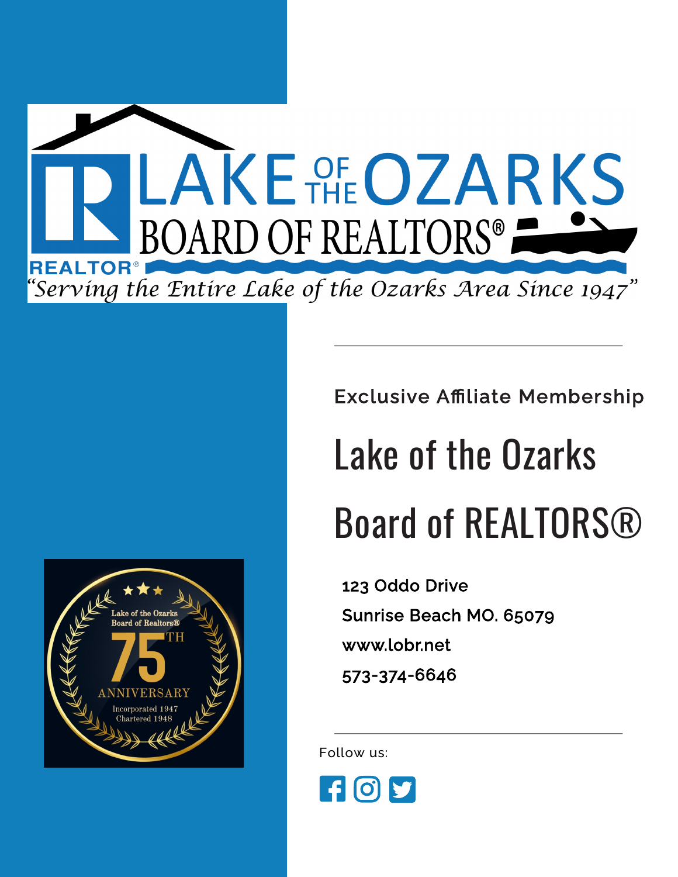LAKE OF THE OZARKS
BOARD OF REALTORS®

REALTOR®

*"Serving the Entire Lake of the Ozarks Area Since 1947"*

Lake of the Ozarks Board of Realtors®
75TH ANNIVERSARY
Incorporated 1947
Chartered 1948

---

Exclusive Affiliate Membership

# Lake of the Ozarks Board of REALTORS®

123 Oddo Drive

Sunrise Beach MO. 65079

www.lobr.net

573-374-6646

---

Follow us: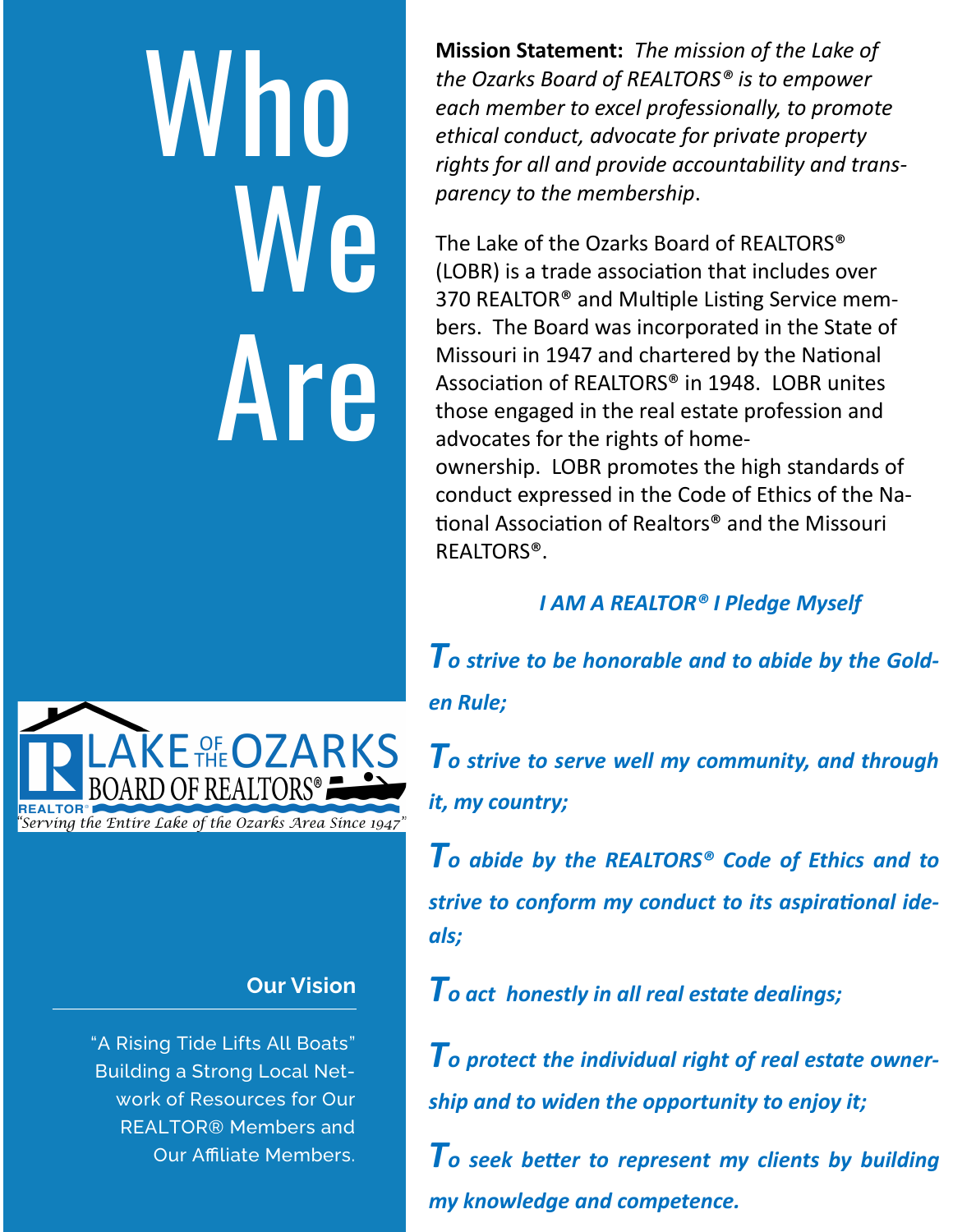# Who We Are

LAKE OF THE OZARKS BOARD OF REALTORS®

"Serving the Entire Lake of the Ozarks Area Since 1947"

### Our Vision

"A Rising Tide Lifts All Boats" Building a Strong Local Network of Resources for Our REALTOR® Members and Our Affiliate Members.

**Mission Statement:** *The mission of the Lake of the Ozarks Board of REALTORS® is to empower each member to excel professionally, to promote ethical conduct, advocate for private property rights for all and provide accountability and transparency to the membership*.

The Lake of the Ozarks Board of REALTORS® (LOBR) is a trade association that includes over 370 REALTOR® and Multiple Listing Service members. The Board was incorporated in the State of Missouri in 1947 and chartered by the National Association of REALTORS® in 1948. LOBR unites those engaged in the real estate profession and advocates for the rights of homeownership. LOBR promotes the high standards of conduct expressed in the Code of Ethics of the National Association of Realtors® and the Missouri REALTORS®.

***I AM A REALTOR® I Pledge Myself***

***To strive to be honorable and to abide by the Golden Rule;***

***To strive to serve well my community, and through it, my country;***

***To abide by the REALTORS® Code of Ethics and to strive to conform my conduct to its aspirational ideals;***

***To act honestly in all real estate dealings;***

***To protect the individual right of real estate ownership and to widen the opportunity to enjoy it;***

***To seek better to represent my clients by building my knowledge and competence.***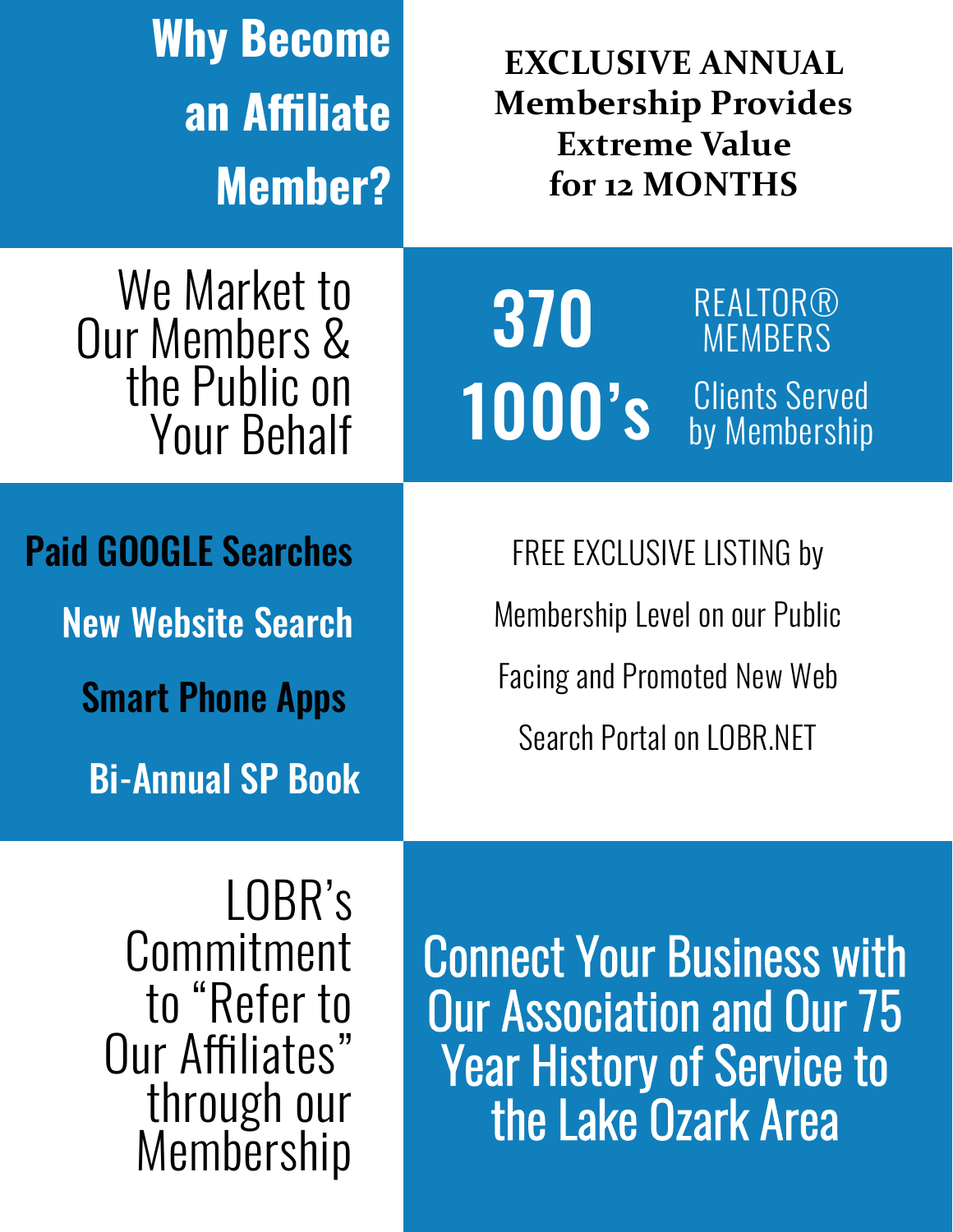# Why Become an Affiliate Member?

**EXCLUSIVE ANNUAL Membership Provides Extreme Value for 12 MONTHS**

We Market to Our Members & the Public on Your Behalf

**370** REALTOR® MEMBERS

**1000's** Clients Served by Membership

**Paid GOOGLE Searches**

**New Website Search**

**Smart Phone Apps**

**Bi-Annual SP Book**

FREE EXCLUSIVE LISTING by Membership Level on our Public Facing and Promoted New Web Search Portal on LOBR.NET

LOBR's Commitment to "Refer to Our Affiliates" through our Membership

Connect Your Business with Our Association and Our 75 Year History of Service to the Lake Ozark Area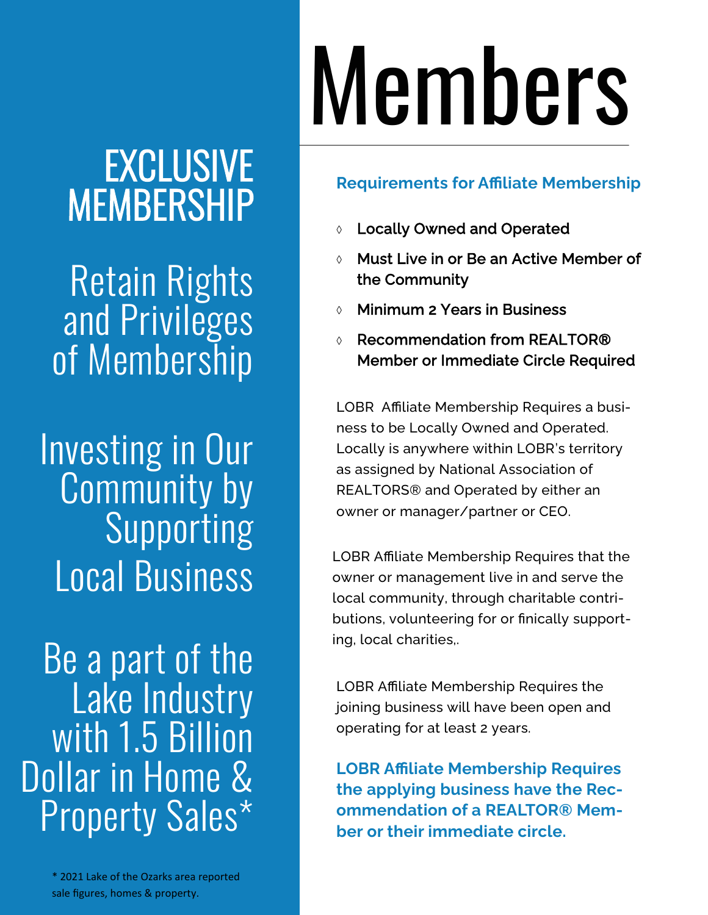# Members

## EXCLUSIVE MEMBERSHIP

Retain Rights and Privileges of Membership

Investing in Our Community by Supporting Local Business

Be a part of the Lake Industry with 1.5 Billion Dollar in Home & Property Sales*

\* 2021 Lake of the Ozarks area reported sale figures, homes & property.

### Requirements for Affiliate Membership

- **Locally Owned and Operated**
- **Must Live in or Be an Active Member of the Community**
- **Minimum 2 Years in Business**
- **Recommendation from REALTOR® Member or Immediate Circle Required**

LOBR Affiliate Membership Requires a business to be Locally Owned and Operated. Locally is anywhere within LOBR's territory as assigned by National Association of REALTORS® and Operated by either an owner or manager/partner or CEO.

LOBR Affiliate Membership Requires that the owner or management live in and serve the local community, through charitable contributions, volunteering for or finically supporting, local charities,.

LOBR Affiliate Membership Requires the joining business will have been open and operating for at least 2 years.

**LOBR Affiliate Membership Requires the applying business have the Recommendation of a REALTOR® Member or their immediate circle.**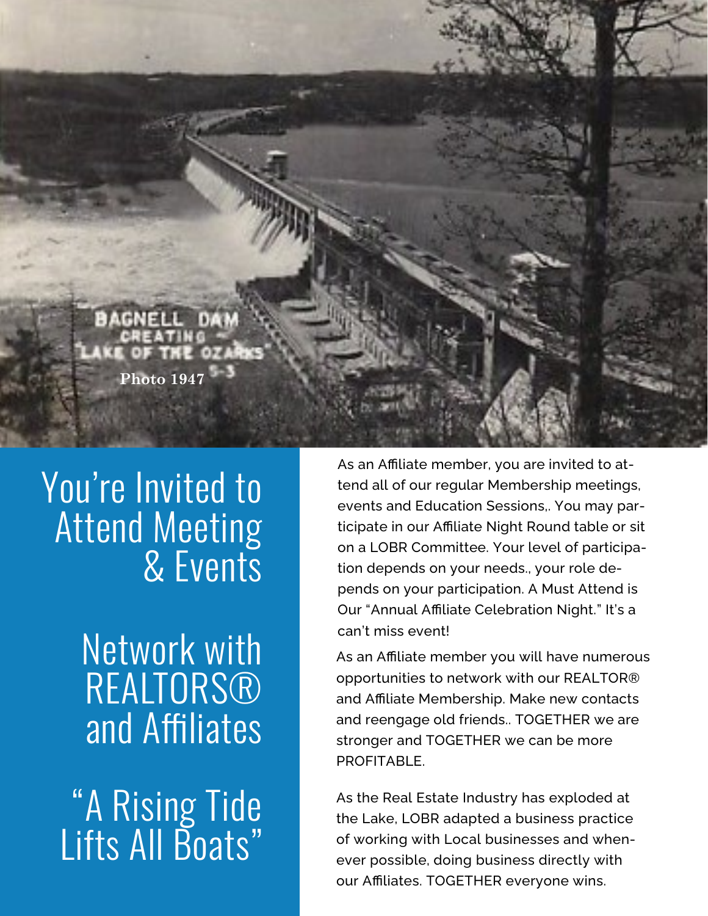BAGNELL DAM CREATING "LAKE OF THE OZARKS"

Photo 1947

## You're Invited to Attend Meeting & Events

As an Affiliate member, you are invited to attend all of our regular Membership meetings, events and Education Sessions,. You may participate in our Affiliate Night Round table or sit on a LOBR Committee. Your level of participation depends on your needs., your role depends on your participation. A Must Attend is Our "Annual Affiliate Celebration Night." It's a can't miss event!

## Network with REALTORS® and Affiliates

As an Affiliate member you will have numerous opportunities to network with our REALTOR® and Affiliate Membership. Make new contacts and reengage old friends.. TOGETHER we are stronger and TOGETHER we can be more PROFITABLE.

## "A Rising Tide Lifts All Boats"

As the Real Estate Industry has exploded at the Lake, LOBR adapted a business practice of working with Local businesses and whenever possible, doing business directly with our Affiliates. TOGETHER everyone wins.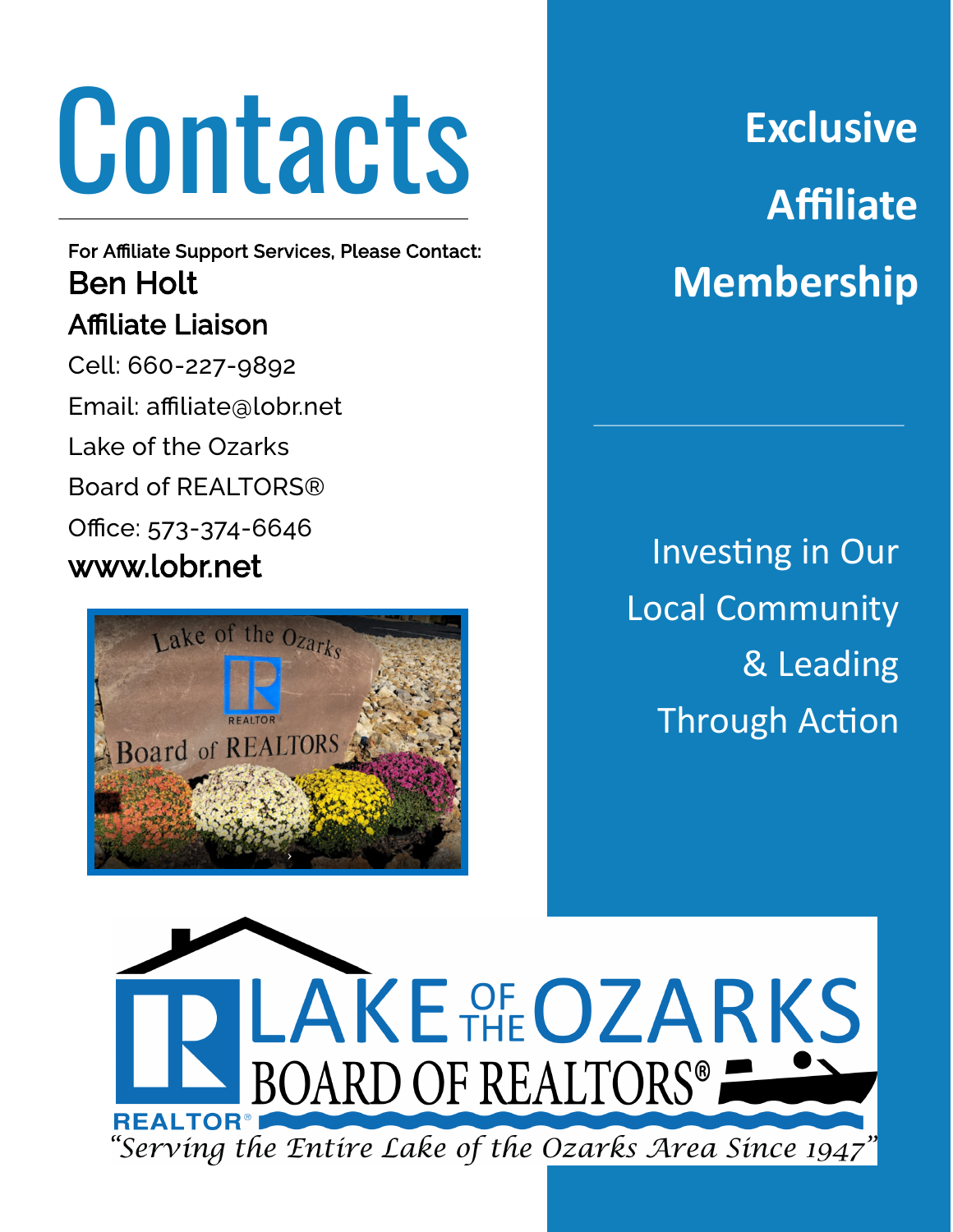# Contacts

**For Affiliate Support Services, Please Contact:**

**Ben Holt**

**Affiliate Liaison**

Cell: 660-227-9892

Email: affiliate@lobr.net

Lake of the Ozarks

Board of REALTORS®

Office: 573-374-6646

**www.lobr.net**

## Exclusive Affiliate Membership

Investing in Our Local Community & Leading Through Action

LAKE OF THE OZARKS BOARD OF REALTORS®

*"Serving the Entire Lake of the Ozarks Area Since 1947"*